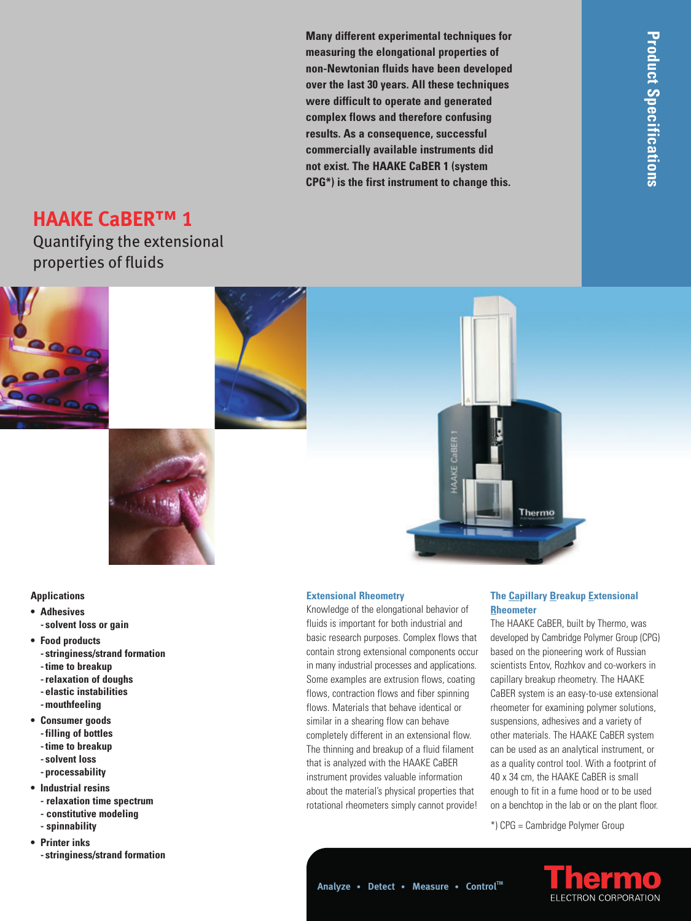Product Specifications

Many different experimental techniques for measuring the elongational properties of non-Newtonian fluids have been developed over the last 30 years. All these techniques were difficult to operate and generated complex flows and therefore confusing results. As a consequence, successful commercially available instruments did not exist. The HAAKE CaBER 1 (system CPG*) is the first instrument to change this.

# HAAKE CaBER™ 1

## Quantifying the extensional properties of fluids

**Applications**

- **Adhesives**
  - **solvent loss or gain**
- **Food products**
  - **stringiness/strand formation**
  - **time to breakup**
  - **relaxation of doughs**
  - **elastic instabilities**
  - **mouthfeeling**
- **Consumer goods**
  - **filling of bottles**
  - **time to breakup**
  - **solvent loss**
  - **processability**
- **Industrial resins**
  - **relaxation time spectrum**
  - **constitutive modeling**
  - **spinnability**
- **Printer inks**
  - **stringiness/strand formation**

### Extensional Rheometry

Knowledge of the elongational behavior of fluids is important for both industrial and basic research purposes. Complex flows that contain strong extensional components occur in many industrial processes and applications. Some examples are extrusion flows, coating flows, contraction flows and fiber spinning flows. Materials that behave identical or similar in a shearing flow can behave completely different in an extensional flow. The thinning and breakup of a fluid filament that is analyzed with the HAAKE CaBER instrument provides valuable information about the material's physical properties that rotational rheometers simply cannot provide!

### The Capillary Breakup Extensional Rheometer

The HAAKE CaBER, built by Thermo, was developed by Cambridge Polymer Group (CPG) based on the pioneering work of Russian scientists Entov, Rozhkov and co-workers in capillary breakup rheometry. The HAAKE CaBER system is an easy-to-use extensional rheometer for examining polymer solutions, suspensions, adhesives and a variety of other materials. The HAAKE CaBER system can be used as an analytical instrument, or as a quality control tool. With a footprint of 40 x 34 cm, the HAAKE CaBER is small enough to fit in a fume hood or to be used on a benchtop in the lab or on the plant floor.

*) CPG = Cambridge Polymer Group

Analyze • Detect • Measure • Control™

Thermo ELECTRON CORPORATION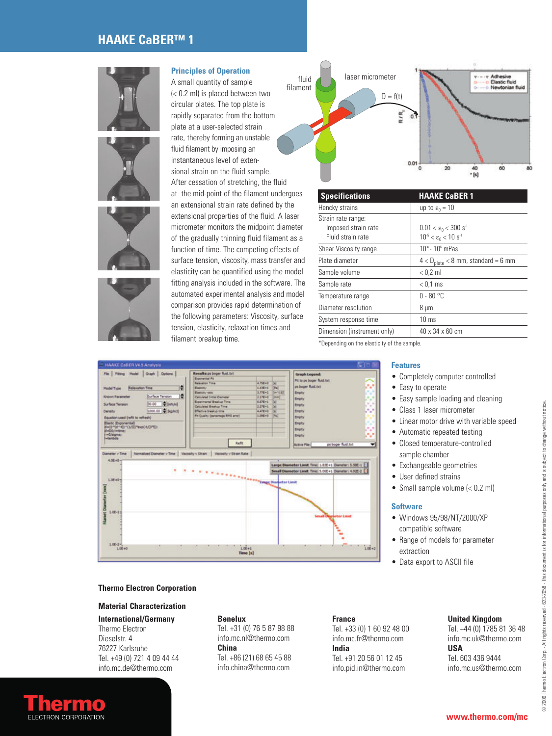# HAAKE CaBER™ 1

## Principles of Operation

A small quantity of sample (< 0.2 ml) is placed between two circular plates. The top plate is rapidly separated from the bottom plate at a user-selected strain rate, thereby forming an unstable fluid filament by imposing an instantaneous level of extensional strain on the fluid sample. After cessation of stretching, the fluid at the mid-point of the filament undergoes an extensional strain rate defined by the extensional properties of the fluid. A laser micrometer monitors the midpoint diameter of the gradually thinning fluid filament as a function of time. The competing effects of surface tension, viscosity, mass transfer and elasticity can be quantified using the model fitting analysis included in the software. The automated experimental analysis and model comparison provides rapid determination of the following parameters: Viscosity, surface tension, elasticity, relaxation times and filament breakup time.

fluid filament
laser micrometer
D = f(t)

R / R₀
1
0.1
0.01
0
20
40
60
80
t [s]
Adhesive
Elastic fluid
Newtonian fluid

| Specifications | HAAKE CaBER 1 |
|---|---|
| Hencky strains | up to $\varepsilon_0 = 10$ |
| Strain rate range:<br>Imposed strain rate<br>Fluid strain rate | <br>$0.01 < \dot{\varepsilon}_0 < 300\ s^{-1}$<br>$10^{-5} < \dot{\varepsilon}_0 < 10\ s^{-1}$ |
| Shear Viscosity range | $10^{*}$ - $10^{6}$ mPas |
| Plate diameter | $4 < D_{plate} < 8$ mm, standard = 6 mm |
| Sample volume | < 0,2 ml |
| Sample rate | < 0,1 ms |
| Temperature range | 0 - 80 °C |
| Diameter resolution | 8 µm |
| System response time | 10 ms |
| Dimension (instrument only) | 40 x 34 x 60 cm |

*Depending on the elasticity of the sample.

## Features

- Completely computer controlled
- Easy to operate
- Easy sample loading and cleaning
- Class 1 laser micrometer
- Linear motor drive with variable speed
- Automatic repeated testing
- Closed temperature-controlled sample chamber
- Exchangeable geometries
- User defined strains
- Small sample volume (< 0.2 ml)

## Software

- Windows 95/98/NT/2000/XP compatible software
- Range of models for parameter extraction
- Data export to ASCII file

**Thermo Electron Corporation**

**Material Characterization**

**International/Germany**
Thermo Electron
Dieselstr. 4
76227 Karlsruhe
Tel. +49 (0) 721 4 09 44 44
info.mc.de@thermo.com

**Benelux**
Tel. +31 (0) 76 5 87 98 88
info.mc.nl@thermo.com

**China**
Tel. +86 (21) 68 65 45 88
info.china@thermo.com

**France**
Tel. +33 (0) 1 60 92 48 00
info.mc.fr@thermo.com

**India**
Tel. +91 20 56 01 12 45
info.pid.in@thermo.com

**United Kingdom**
Tel. +44 (0) 1785 81 36 48
info.mc.uk@thermo.com

**USA**
Tel. 603 436 9444
info.mc.us@thermo.com

Thermo
ELECTRON CORPORATION

www.thermo.com/mc

© 2006 Thermo Electron Corp. · All rights reserved · 623-2058 · This document is for informational purposes only and is subject to change without notice.